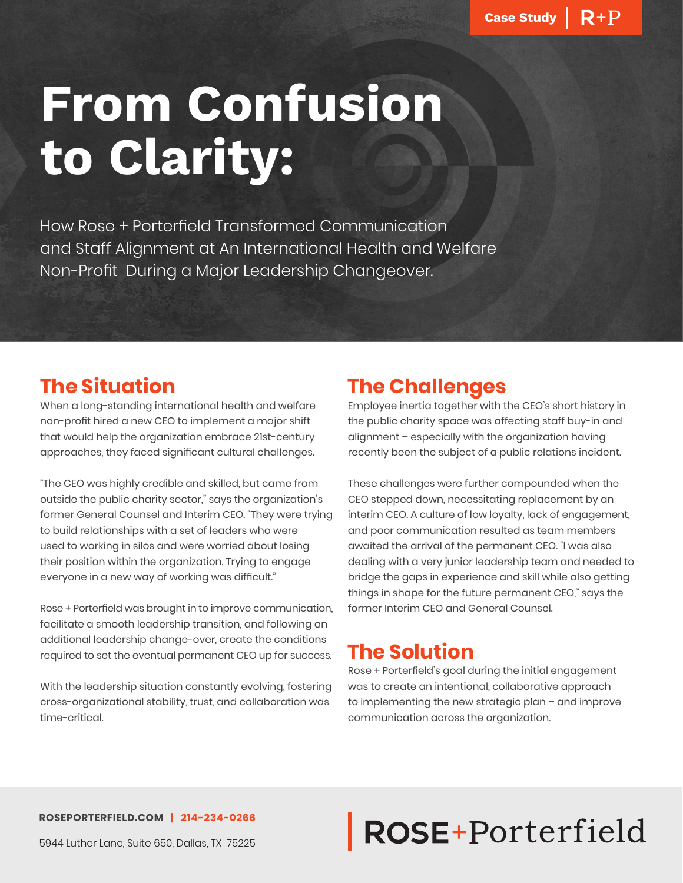Case Study | R+P

# From Confusion to Clarity:

How Rose + Porterfield Transformed Communication and Staff Alignment at An International Health and Welfare Non-Profit During a Major Leadership Changeover.

## The Situation

When a long-standing international health and welfare non-profit hired a new CEO to implement a major shift that would help the organization embrace 21st-century approaches, they faced significant cultural challenges.

"The CEO was highly credible and skilled, but came from outside the public charity sector," says the organization's former General Counsel and Interim CEO. "They were trying to build relationships with a set of leaders who were used to working in silos and were worried about losing their position within the organization. Trying to engage everyone in a new way of working was difficult."

Rose + Porterfield was brought in to improve communication, facilitate a smooth leadership transition, and following an additional leadership change-over, create the conditions required to set the eventual permanent CEO up for success.

With the leadership situation constantly evolving, fostering cross-organizational stability, trust, and collaboration was time-critical.

## The Challenges

Employee inertia together with the CEO's short history in the public charity space was affecting staff buy-in and alignment – especially with the organization having recently been the subject of a public relations incident.

These challenges were further compounded when the CEO stepped down, necessitating replacement by an interim CEO. A culture of low loyalty, lack of engagement, and poor communication resulted as team members awaited the arrival of the permanent CEO. "I was also dealing with a very junior leadership team and needed to bridge the gaps in experience and skill while also getting things in shape for the future permanent CEO," says the former Interim CEO and General Counsel.

## The Solution

Rose + Porterfield's goal during the initial engagement was to create an intentional, collaborative approach to implementing the new strategic plan – and improve communication across the organization.

**ROSEPORTERFIELD.COM | 214-234-0266**

5944 Luther Lane, Suite 650, Dallas, TX 75225

ROSE+Porterfield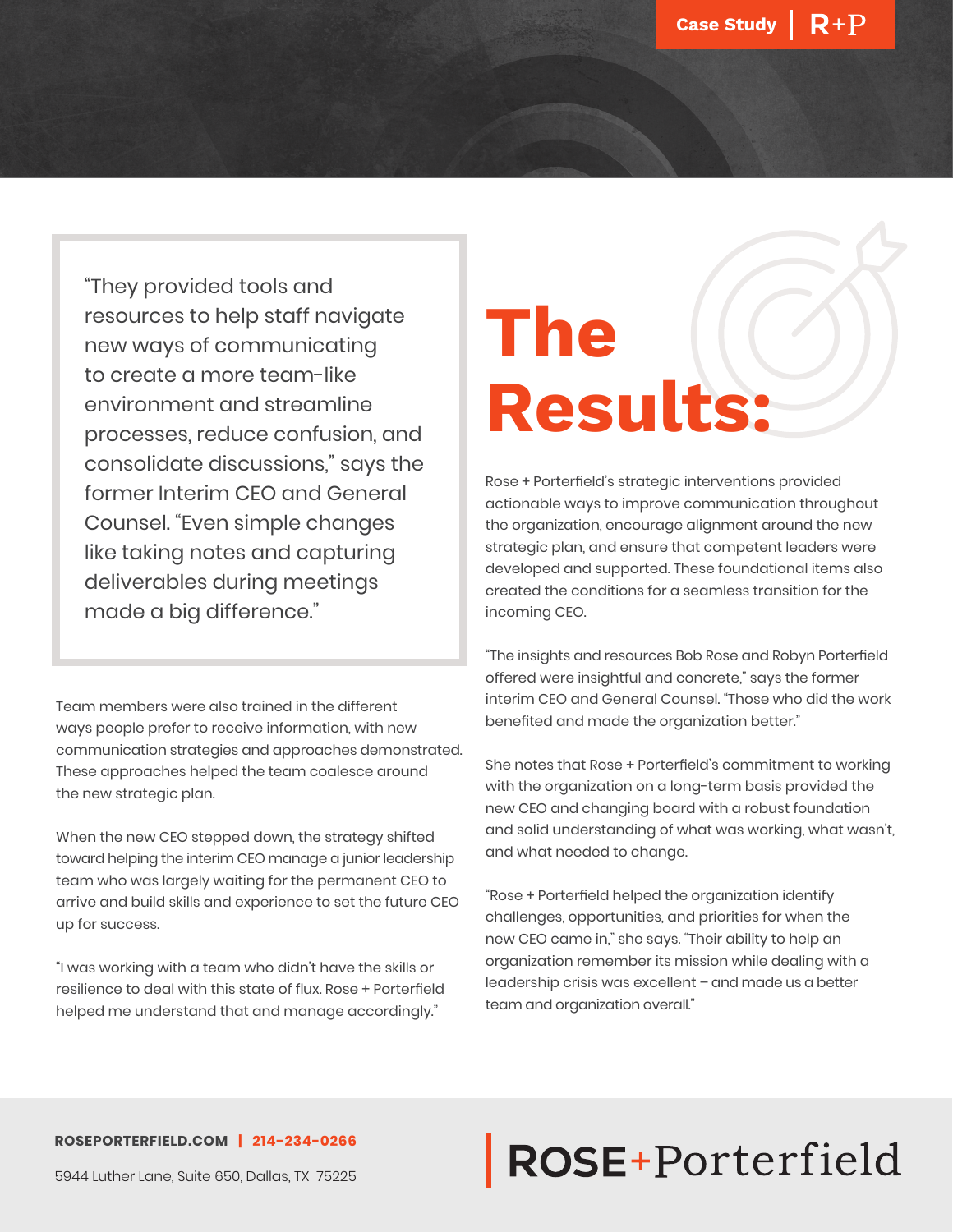> "They provided tools and resources to help staff navigate new ways of communicating to create a more team-like environment and streamline processes, reduce confusion, and consolidate discussions," says the former Interim CEO and General Counsel. "Even simple changes like taking notes and capturing deliverables during meetings made a big difference."

Team members were also trained in the different ways people prefer to receive information, with new communication strategies and approaches demonstrated. These approaches helped the team coalesce around the new strategic plan.

When the new CEO stepped down, the strategy shifted toward helping the interim CEO manage a junior leadership team who was largely waiting for the permanent CEO to arrive and build skills and experience to set the future CEO up for success.

"I was working with a team who didn't have the skills or resilience to deal with this state of flux. Rose + Porterfield helped me understand that and manage accordingly."

# The Results:

Rose + Porterfield's strategic interventions provided actionable ways to improve communication throughout the organization, encourage alignment around the new strategic plan, and ensure that competent leaders were developed and supported. These foundational items also created the conditions for a seamless transition for the incoming CEO.

"The insights and resources Bob Rose and Robyn Porterfield offered were insightful and concrete," says the former interim CEO and General Counsel. "Those who did the work benefited and made the organization better."

She notes that Rose + Porterfield's commitment to working with the organization on a long-term basis provided the new CEO and changing board with a robust foundation and solid understanding of what was working, what wasn't, and what needed to change.

"Rose + Porterfield helped the organization identify challenges, opportunities, and priorities for when the new CEO came in," she says. "Their ability to help an organization remember its mission while dealing with a leadership crisis was excellent – and made us a better team and organization overall."

**ROSEPORTERFIELD.COM | 214-234-0266**

5944 Luther Lane, Suite 650, Dallas, TX 75225

ROSE+Porterfield